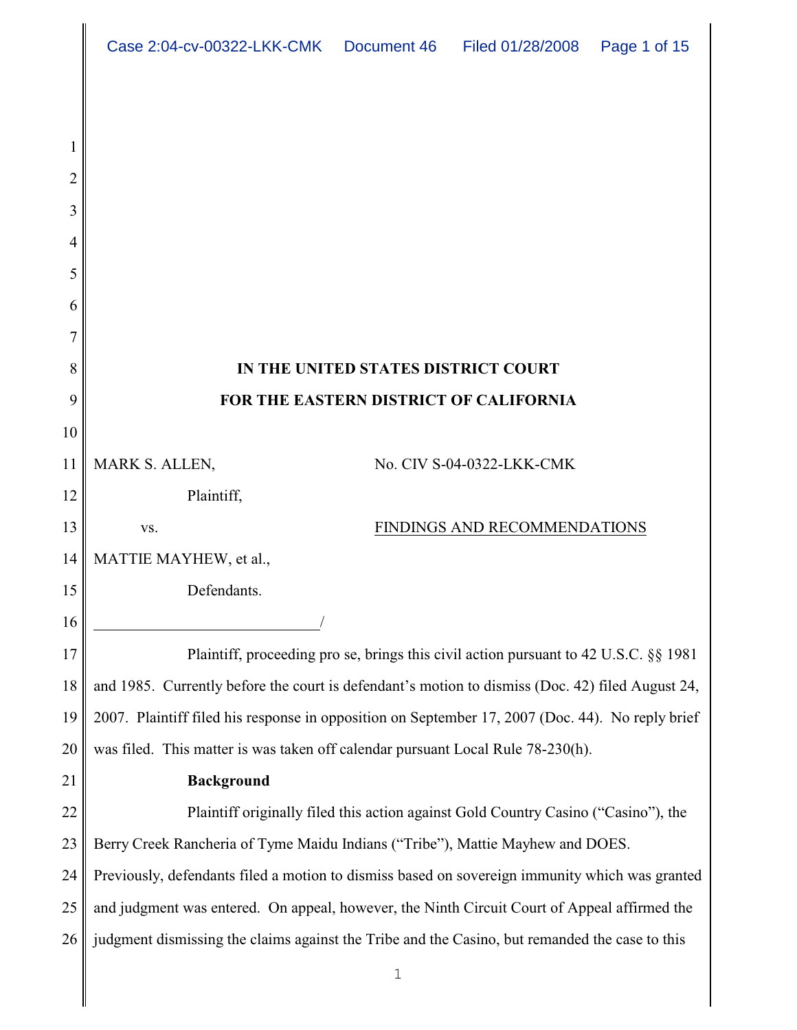**IN THE UNITED STATES DISTRICT COURT**

**FOR THE EASTERN DISTRICT OF CALIFORNIA**

MARK S. ALLEN,

Plaintiff,

vs.

MATTIE MAYHEW, et al.,

Defendants.

No. CIV S-04-0322-LKK-CMK

FINDINGS AND RECOMMENDATIONS

Plaintiff, proceeding pro se, brings this civil action pursuant to 42 U.S.C. §§ 1981 and 1985. Currently before the court is defendant's motion to dismiss (Doc. 42) filed August 24, 2007. Plaintiff filed his response in opposition on September 17, 2007 (Doc. 44). No reply brief was filed. This matter is was taken off calendar pursuant Local Rule 78-230(h).

**Background**

Plaintiff originally filed this action against Gold Country Casino ("Casino"), the Berry Creek Rancheria of Tyme Maidu Indians ("Tribe"), Mattie Mayhew and DOES. Previously, defendants filed a motion to dismiss based on sovereign immunity which was granted and judgment was entered. On appeal, however, the Ninth Circuit Court of Appeal affirmed the judgment dismissing the claims against the Tribe and the Casino, but remanded the case to this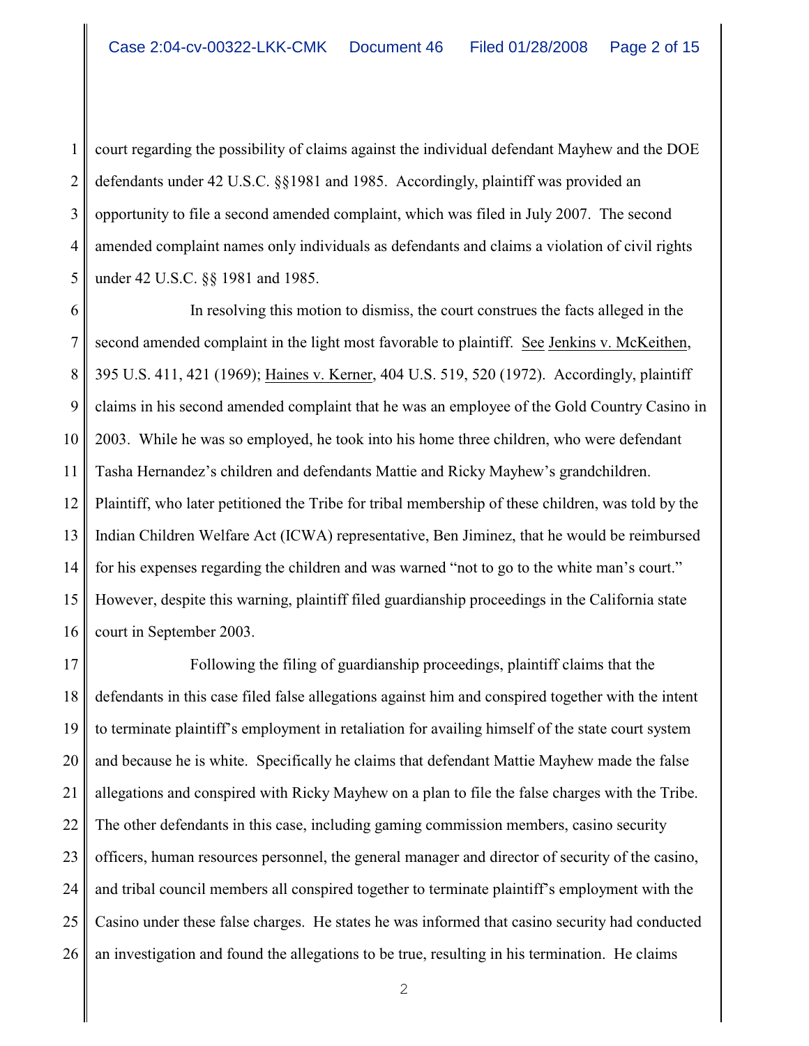court regarding the possibility of claims against the individual defendant Mayhew and the DOE defendants under 42 U.S.C. §§1981 and 1985. Accordingly, plaintiff was provided an opportunity to file a second amended complaint, which was filed in July 2007. The second amended complaint names only individuals as defendants and claims a violation of civil rights under 42 U.S.C. §§ 1981 and 1985.

In resolving this motion to dismiss, the court construes the facts alleged in the second amended complaint in the light most favorable to plaintiff. See Jenkins v. McKeithen, 395 U.S. 411, 421 (1969); Haines v. Kerner, 404 U.S. 519, 520 (1972). Accordingly, plaintiff claims in his second amended complaint that he was an employee of the Gold Country Casino in 2003. While he was so employed, he took into his home three children, who were defendant Tasha Hernandez's children and defendants Mattie and Ricky Mayhew's grandchildren. Plaintiff, who later petitioned the Tribe for tribal membership of these children, was told by the Indian Children Welfare Act (ICWA) representative, Ben Jiminez, that he would be reimbursed for his expenses regarding the children and was warned "not to go to the white man's court." However, despite this warning, plaintiff filed guardianship proceedings in the California state court in September 2003.

Following the filing of guardianship proceedings, plaintiff claims that the defendants in this case filed false allegations against him and conspired together with the intent to terminate plaintiff's employment in retaliation for availing himself of the state court system and because he is white. Specifically he claims that defendant Mattie Mayhew made the false allegations and conspired with Ricky Mayhew on a plan to file the false charges with the Tribe. The other defendants in this case, including gaming commission members, casino security officers, human resources personnel, the general manager and director of security of the casino, and tribal council members all conspired together to terminate plaintiff's employment with the Casino under these false charges. He states he was informed that casino security had conducted an investigation and found the allegations to be true, resulting in his termination. He claims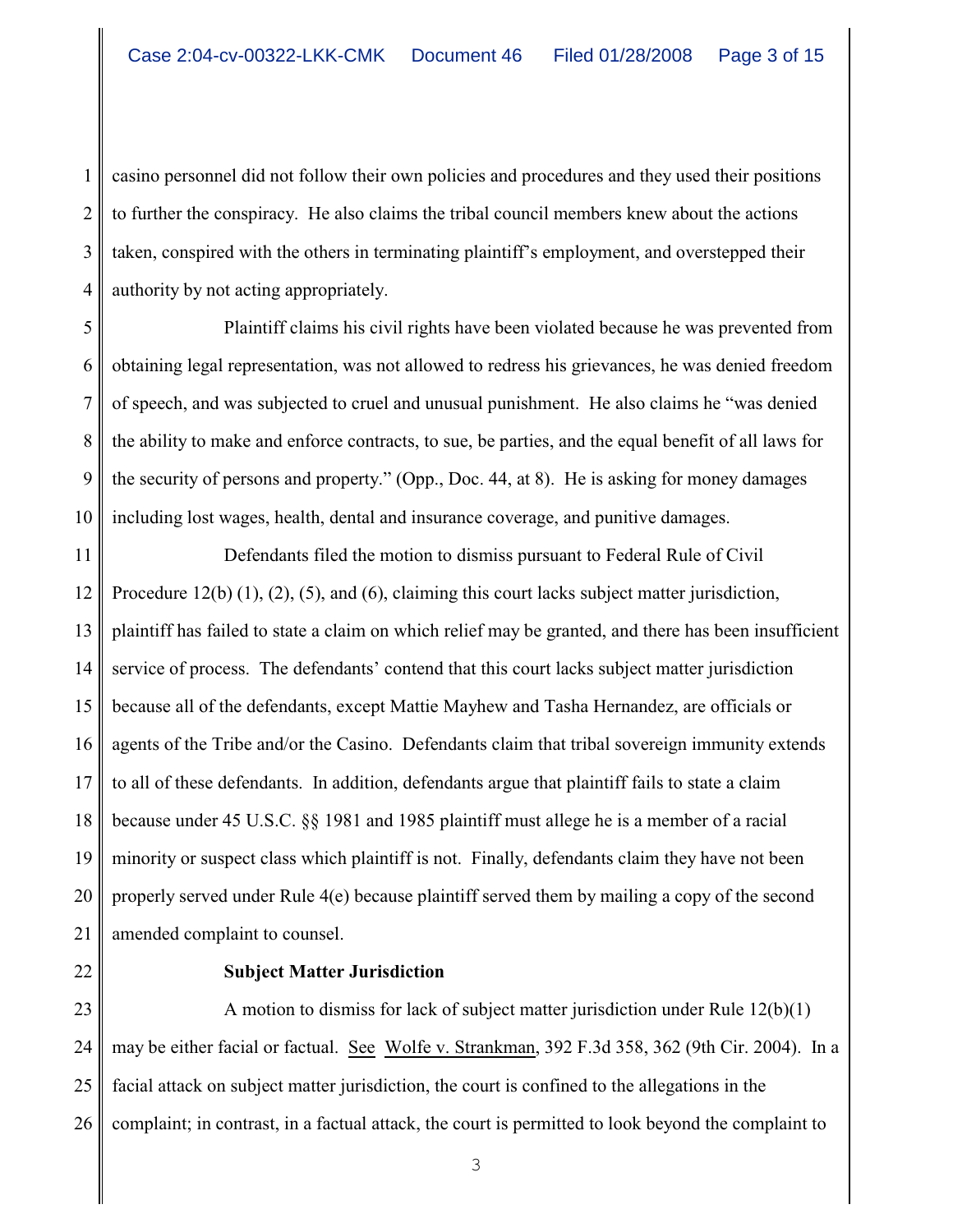casino personnel did not follow their own policies and procedures and they used their positions to further the conspiracy. He also claims the tribal council members knew about the actions taken, conspired with the others in terminating plaintiff's employment, and overstepped their authority by not acting appropriately.

Plaintiff claims his civil rights have been violated because he was prevented from obtaining legal representation, was not allowed to redress his grievances, he was denied freedom of speech, and was subjected to cruel and unusual punishment. He also claims he "was denied the ability to make and enforce contracts, to sue, be parties, and the equal benefit of all laws for the security of persons and property." (Opp., Doc. 44, at 8). He is asking for money damages including lost wages, health, dental and insurance coverage, and punitive damages.

Defendants filed the motion to dismiss pursuant to Federal Rule of Civil Procedure 12(b) (1), (2), (5), and (6), claiming this court lacks subject matter jurisdiction, plaintiff has failed to state a claim on which relief may be granted, and there has been insufficient service of process. The defendants' contend that this court lacks subject matter jurisdiction because all of the defendants, except Mattie Mayhew and Tasha Hernandez, are officials or agents of the Tribe and/or the Casino. Defendants claim that tribal sovereign immunity extends to all of these defendants. In addition, defendants argue that plaintiff fails to state a claim because under 45 U.S.C. §§ 1981 and 1985 plaintiff must allege he is a member of a racial minority or suspect class which plaintiff is not. Finally, defendants claim they have not been properly served under Rule 4(e) because plaintiff served them by mailing a copy of the second amended complaint to counsel.

**Subject Matter Jurisdiction**

A motion to dismiss for lack of subject matter jurisdiction under Rule 12(b)(1) may be either facial or factual. See Wolfe v. Strankman, 392 F.3d 358, 362 (9th Cir. 2004). In a facial attack on subject matter jurisdiction, the court is confined to the allegations in the complaint; in contrast, in a factual attack, the court is permitted to look beyond the complaint to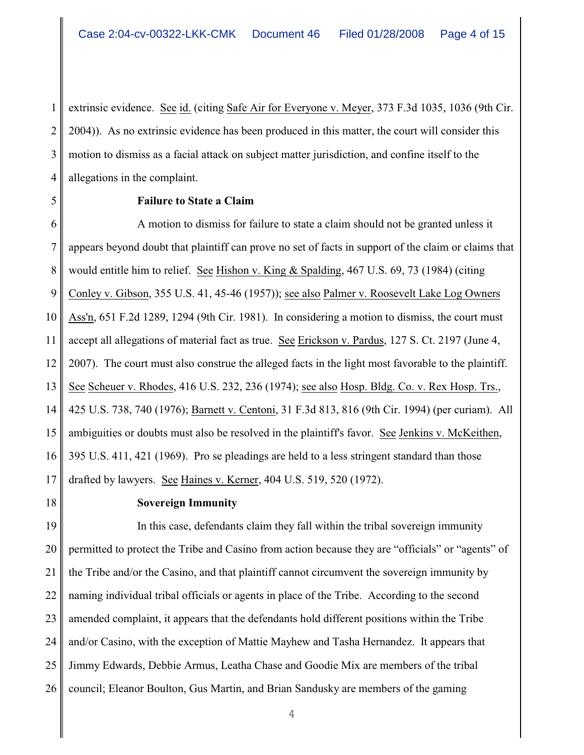extrinsic evidence. See id. (citing Safe Air for Everyone v. Meyer, 373 F.3d 1035, 1036 (9th Cir. 2004)). As no extrinsic evidence has been produced in this matter, the court will consider this motion to dismiss as a facial attack on subject matter jurisdiction, and confine itself to the allegations in the complaint.

**Failure to State a Claim**

A motion to dismiss for failure to state a claim should not be granted unless it appears beyond doubt that plaintiff can prove no set of facts in support of the claim or claims that would entitle him to relief. See Hishon v. King & Spalding, 467 U.S. 69, 73 (1984) (citing Conley v. Gibson, 355 U.S. 41, 45-46 (1957)); see also Palmer v. Roosevelt Lake Log Owners Ass'n, 651 F.2d 1289, 1294 (9th Cir. 1981). In considering a motion to dismiss, the court must accept all allegations of material fact as true. See Erickson v. Pardus, 127 S. Ct. 2197 (June 4, 2007). The court must also construe the alleged facts in the light most favorable to the plaintiff. See Scheuer v. Rhodes, 416 U.S. 232, 236 (1974); see also Hosp. Bldg. Co. v. Rex Hosp. Trs., 425 U.S. 738, 740 (1976); Barnett v. Centoni, 31 F.3d 813, 816 (9th Cir. 1994) (per curiam). All ambiguities or doubts must also be resolved in the plaintiff's favor. See Jenkins v. McKeithen, 395 U.S. 411, 421 (1969). Pro se pleadings are held to a less stringent standard than those drafted by lawyers. See Haines v. Kerner, 404 U.S. 519, 520 (1972).

**Sovereign Immunity**

In this case, defendants claim they fall within the tribal sovereign immunity permitted to protect the Tribe and Casino from action because they are "officials" or "agents" of the Tribe and/or the Casino, and that plaintiff cannot circumvent the sovereign immunity by naming individual tribal officials or agents in place of the Tribe. According to the second amended complaint, it appears that the defendants hold different positions within the Tribe and/or Casino, with the exception of Mattie Mayhew and Tasha Hernandez. It appears that Jimmy Edwards, Debbie Armus, Leatha Chase and Goodie Mix are members of the tribal council; Eleanor Boulton, Gus Martin, and Brian Sandusky are members of the gaming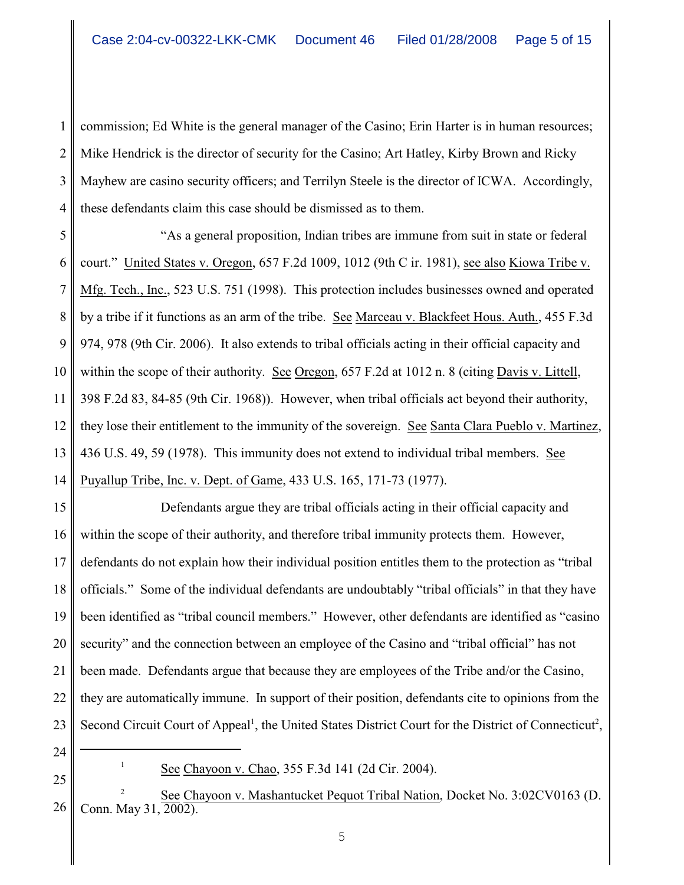commission; Ed White is the general manager of the Casino; Erin Harter is in human resources; Mike Hendrick is the director of security for the Casino; Art Hatley, Kirby Brown and Ricky Mayhew are casino security officers; and Terrilyn Steele is the director of ICWA. Accordingly, these defendants claim this case should be dismissed as to them.

"As a general proposition, Indian tribes are immune from suit in state or federal court." United States v. Oregon, 657 F.2d 1009, 1012 (9th C ir. 1981), see also Kiowa Tribe v. Mfg. Tech., Inc., 523 U.S. 751 (1998). This protection includes businesses owned and operated by a tribe if it functions as an arm of the tribe. See Marceau v. Blackfeet Hous. Auth., 455 F.3d 974, 978 (9th Cir. 2006). It also extends to tribal officials acting in their official capacity and within the scope of their authority. See Oregon, 657 F.2d at 1012 n. 8 (citing Davis v. Littell, 398 F.2d 83, 84-85 (9th Cir. 1968)). However, when tribal officials act beyond their authority, they lose their entitlement to the immunity of the sovereign. See Santa Clara Pueblo v. Martinez, 436 U.S. 49, 59 (1978). This immunity does not extend to individual tribal members. See Puyallup Tribe, Inc. v. Dept. of Game, 433 U.S. 165, 171-73 (1977).

Defendants argue they are tribal officials acting in their official capacity and within the scope of their authority, and therefore tribal immunity protects them. However, defendants do not explain how their individual position entitles them to the protection as "tribal officials." Some of the individual defendants are undoubtably "tribal officials" in that they have been identified as "tribal council members." However, other defendants are identified as "casino security" and the connection between an employee of the Casino and "tribal official" has not been made. Defendants argue that because they are employees of the Tribe and/or the Casino, they are automatically immune. In support of their position, defendants cite to opinions from the Second Circuit Court of Appeal[1], the United States District Court for the District of Connecticut[2],

---

[1] See Chayoon v. Chao, 355 F.3d 141 (2d Cir. 2004).

[2] See Chayoon v. Mashantucket Pequot Tribal Nation, Docket No. 3:02CV0163 (D. Conn. May 31, 2002).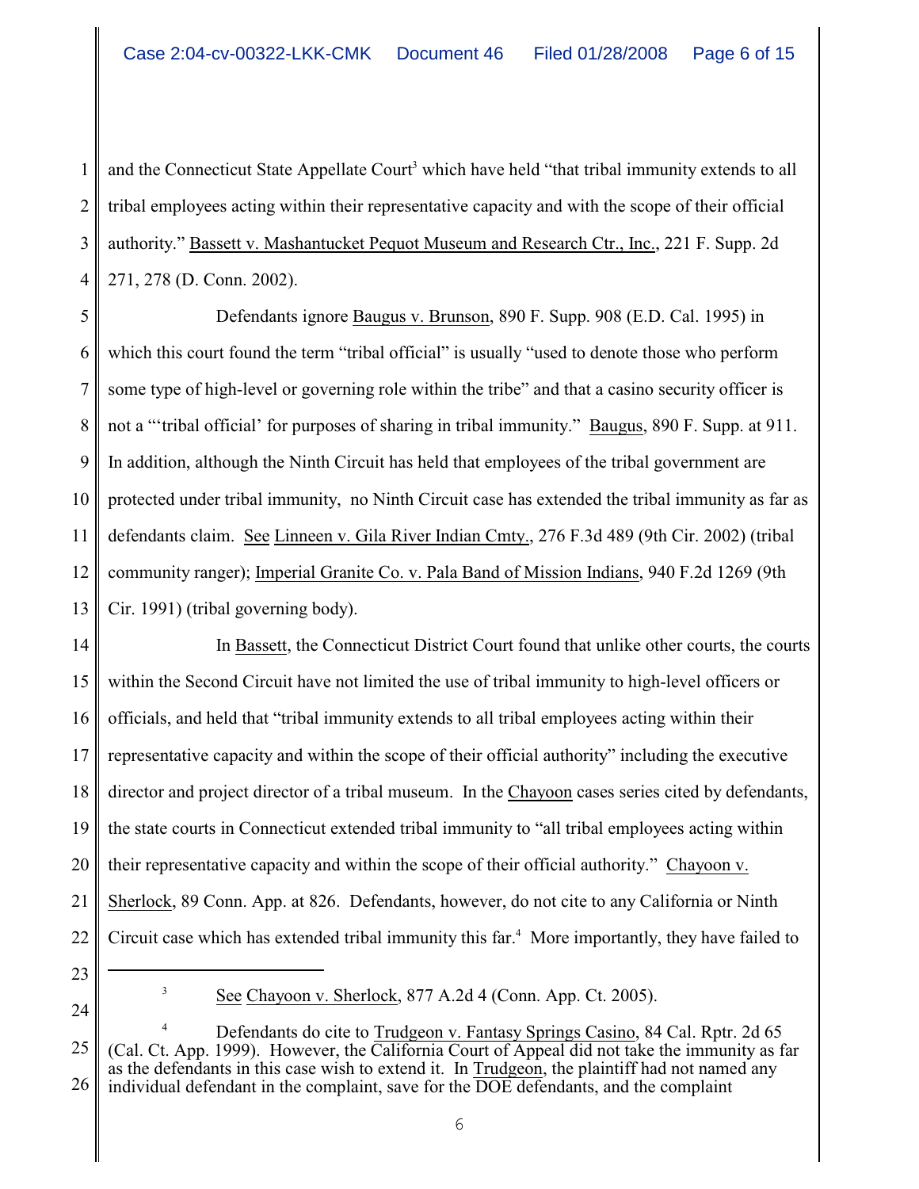and the Connecticut State Appellate Court[3] which have held "that tribal immunity extends to all tribal employees acting within their representative capacity and with the scope of their official authority." Bassett v. Mashantucket Pequot Museum and Research Ctr., Inc., 221 F. Supp. 2d 271, 278 (D. Conn. 2002).

Defendants ignore Baugus v. Brunson, 890 F. Supp. 908 (E.D. Cal. 1995) in which this court found the term "tribal official" is usually "used to denote those who perform some type of high-level or governing role within the tribe" and that a casino security officer is not a "'tribal official' for purposes of sharing in tribal immunity." Baugus, 890 F. Supp. at 911. In addition, although the Ninth Circuit has held that employees of the tribal government are protected under tribal immunity, no Ninth Circuit case has extended the tribal immunity as far as defendants claim. See Linneen v. Gila River Indian Cmty., 276 F.3d 489 (9th Cir. 2002) (tribal community ranger); Imperial Granite Co. v. Pala Band of Mission Indians, 940 F.2d 1269 (9th Cir. 1991) (tribal governing body).

In Bassett, the Connecticut District Court found that unlike other courts, the courts within the Second Circuit have not limited the use of tribal immunity to high-level officers or officials, and held that "tribal immunity extends to all tribal employees acting within their representative capacity and within the scope of their official authority" including the executive director and project director of a tribal museum. In the Chayoon cases series cited by defendants, the state courts in Connecticut extended tribal immunity to "all tribal employees acting within their representative capacity and within the scope of their official authority." Chayoon v. Sherlock, 89 Conn. App. at 826. Defendants, however, do not cite to any California or Ninth Circuit case which has extended tribal immunity this far.[4] More importantly, they have failed to

---

[3] See Chayoon v. Sherlock, 877 A.2d 4 (Conn. App. Ct. 2005).

[4] Defendants do cite to Trudgeon v. Fantasy Springs Casino, 84 Cal. Rptr. 2d 65 (Cal. Ct. App. 1999). However, the California Court of Appeal did not take the immunity as far as the defendants in this case wish to extend it. In Trudgeon, the plaintiff had not named any individual defendant in the complaint, save for the DOE defendants, and the complaint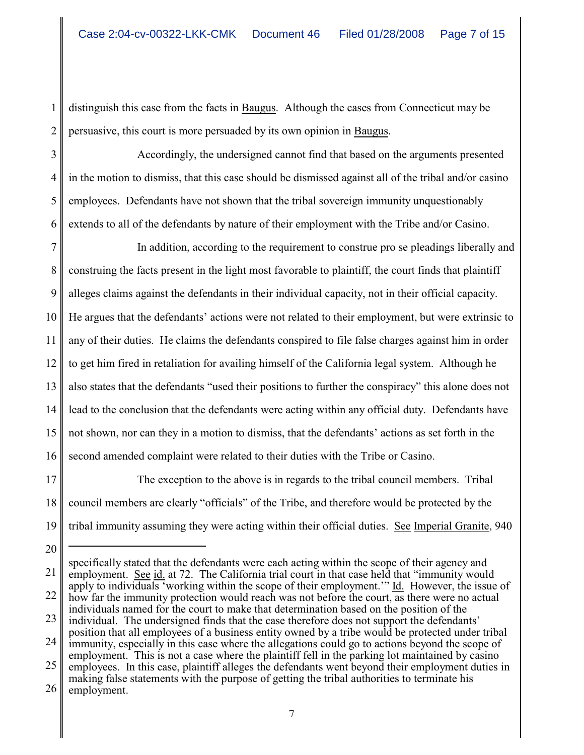distinguish this case from the facts in Baugus. Although the cases from Connecticut may be persuasive, this court is more persuaded by its own opinion in Baugus.

Accordingly, the undersigned cannot find that based on the arguments presented in the motion to dismiss, that this case should be dismissed against all of the tribal and/or casino employees. Defendants have not shown that the tribal sovereign immunity unquestionably extends to all of the defendants by nature of their employment with the Tribe and/or Casino.

In addition, according to the requirement to construe pro se pleadings liberally and construing the facts present in the light most favorable to plaintiff, the court finds that plaintiff alleges claims against the defendants in their individual capacity, not in their official capacity. He argues that the defendants' actions were not related to their employment, but were extrinsic to any of their duties. He claims the defendants conspired to file false charges against him in order to get him fired in retaliation for availing himself of the California legal system. Although he also states that the defendants "used their positions to further the conspiracy" this alone does not lead to the conclusion that the defendants were acting within any official duty. Defendants have not shown, nor can they in a motion to dismiss, that the defendants' actions as set forth in the second amended complaint were related to their duties with the Tribe or Casino.

The exception to the above is in regards to the tribal council members. Tribal council members are clearly "officials" of the Tribe, and therefore would be protected by the tribal immunity assuming they were acting within their official duties. See Imperial Granite, 940

---

specifically stated that the defendants were each acting within the scope of their agency and employment. See id. at 72. The California trial court in that case held that "immunity would apply to individuals 'working within the scope of their employment.'" Id. However, the issue of how far the immunity protection would reach was not before the court, as there were no actual individuals named for the court to make that determination based on the position of the individual. The undersigned finds that the case therefore does not support the defendants' position that all employees of a business entity owned by a tribe would be protected under tribal immunity, especially in this case where the allegations could go to actions beyond the scope of employment. This is not a case where the plaintiff fell in the parking lot maintained by casino employees. In this case, plaintiff alleges the defendants went beyond their employment duties in making false statements with the purpose of getting the tribal authorities to terminate his employment.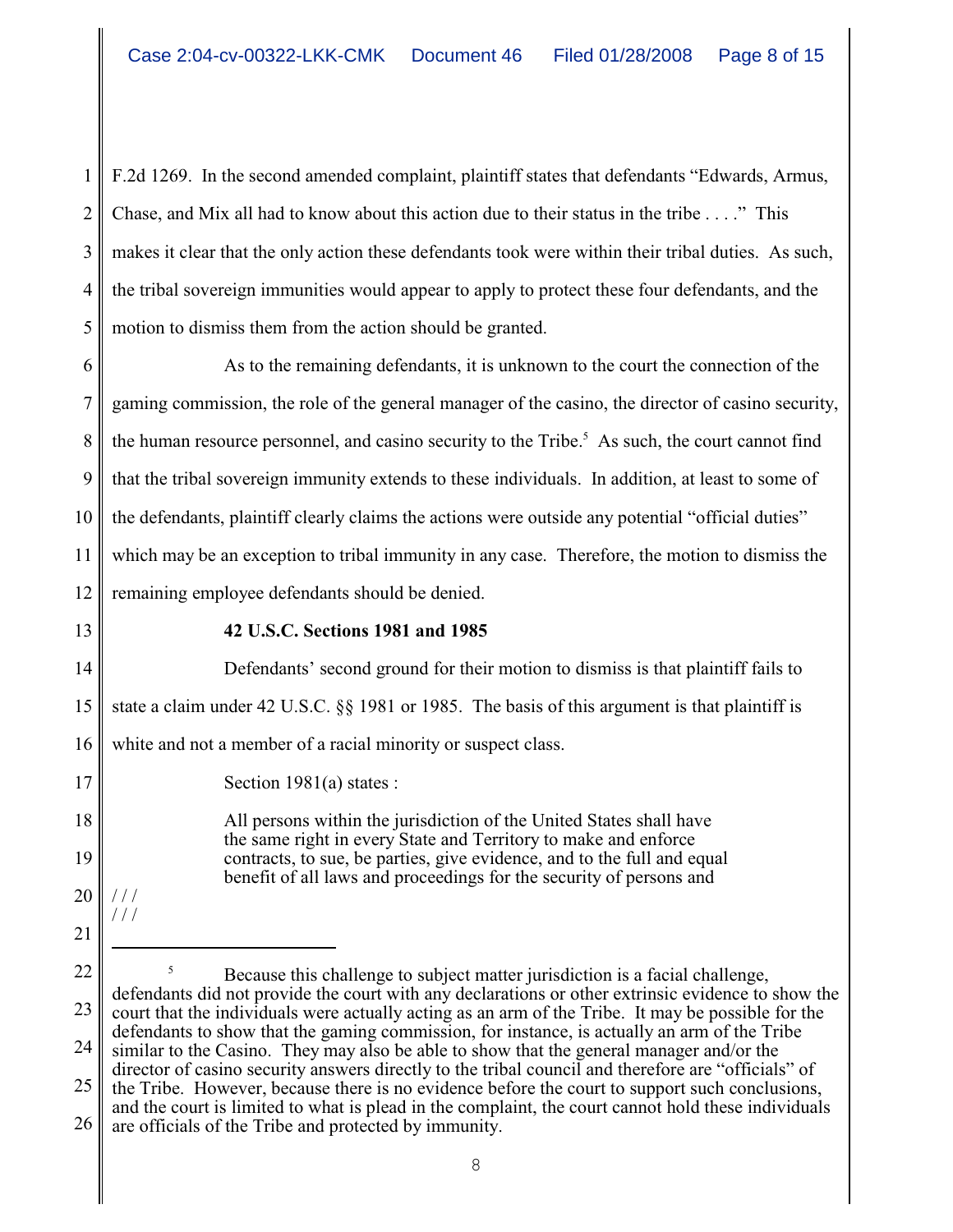F.2d 1269. In the second amended complaint, plaintiff states that defendants "Edwards, Armus, Chase, and Mix all had to know about this action due to their status in the tribe . . . ." This makes it clear that the only action these defendants took were within their tribal duties. As such, the tribal sovereign immunities would appear to apply to protect these four defendants, and the motion to dismiss them from the action should be granted.

As to the remaining defendants, it is unknown to the court the connection of the gaming commission, the role of the general manager of the casino, the director of casino security, the human resource personnel, and casino security to the Tribe.[5] As such, the court cannot find that the tribal sovereign immunity extends to these individuals. In addition, at least to some of the defendants, plaintiff clearly claims the actions were outside any potential "official duties" which may be an exception to tribal immunity in any case. Therefore, the motion to dismiss the remaining employee defendants should be denied.

**42 U.S.C. Sections 1981 and 1985**

Defendants' second ground for their motion to dismiss is that plaintiff fails to state a claim under 42 U.S.C. §§ 1981 or 1985. The basis of this argument is that plaintiff is white and not a member of a racial minority or suspect class.

Section 1981(a) states :

> All persons within the jurisdiction of the United States shall have the same right in every State and Territory to make and enforce contracts, to sue, be parties, give evidence, and to the full and equal benefit of all laws and proceedings for the security of persons and

/ / /
/ / /

---

[5] Because this challenge to subject matter jurisdiction is a facial challenge, defendants did not provide the court with any declarations or other extrinsic evidence to show the court that the individuals were actually acting as an arm of the Tribe. It may be possible for the defendants to show that the gaming commission, for instance, is actually an arm of the Tribe similar to the Casino. They may also be able to show that the general manager and/or the director of casino security answers directly to the tribal council and therefore are "officials" of the Tribe. However, because there is no evidence before the court to support such conclusions, and the court is limited to what is plead in the complaint, the court cannot hold these individuals are officials of the Tribe and protected by immunity.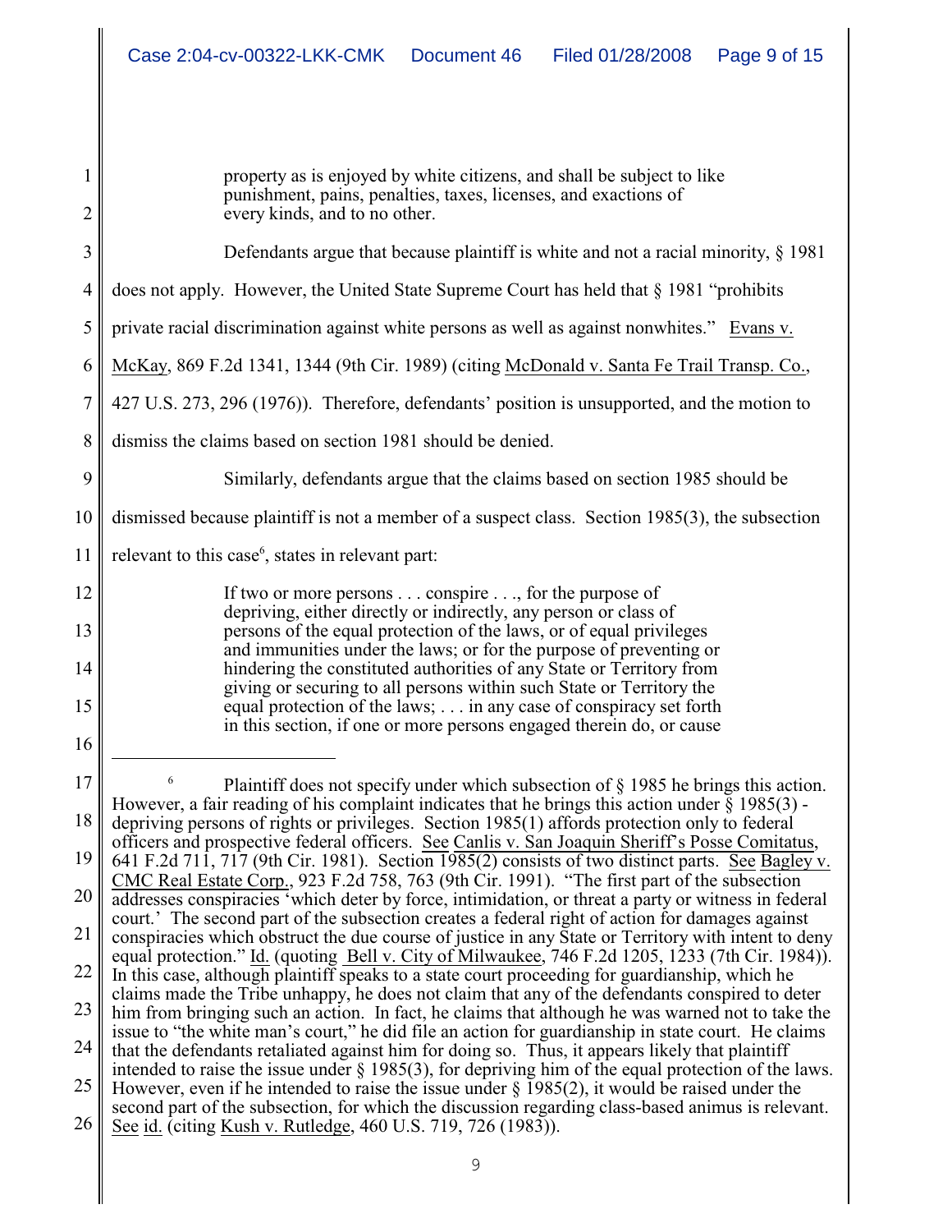> property as is enjoyed by white citizens, and shall be subject to like punishment, pains, penalties, taxes, licenses, and exactions of every kinds, and to no other.

Defendants argue that because plaintiff is white and not a racial minority, § 1981 does not apply. However, the United State Supreme Court has held that § 1981 "prohibits private racial discrimination against white persons as well as against nonwhites." Evans v. McKay, 869 F.2d 1341, 1344 (9th Cir. 1989) (citing McDonald v. Santa Fe Trail Transp. Co., 427 U.S. 273, 296 (1976)). Therefore, defendants' position is unsupported, and the motion to dismiss the claims based on section 1981 should be denied.

Similarly, defendants argue that the claims based on section 1985 should be dismissed because plaintiff is not a member of a suspect class. Section 1985(3), the subsection relevant to this case[6], states in relevant part:

> If two or more persons . . . conspire . . ., for the purpose of depriving, either directly or indirectly, any person or class of persons of the equal protection of the laws, or of equal privileges and immunities under the laws; or for the purpose of preventing or hindering the constituted authorities of any State or Territory from giving or securing to all persons within such State or Territory the equal protection of the laws; . . . in any case of conspiracy set forth in this section, if one or more persons engaged therein do, or cause

---

[6] Plaintiff does not specify under which subsection of § 1985 he brings this action. However, a fair reading of his complaint indicates that he brings this action under § 1985(3) - depriving persons of rights or privileges. Section 1985(1) affords protection only to federal officers and prospective federal officers. See Canlis v. San Joaquin Sheriff's Posse Comitatus, 641 F.2d 711, 717 (9th Cir. 1981). Section 1985(2) consists of two distinct parts. See Bagley v. CMC Real Estate Corp., 923 F.2d 758, 763 (9th Cir. 1991). "The first part of the subsection addresses conspiracies 'which deter by force, intimidation, or threat a party or witness in federal court.' The second part of the subsection creates a federal right of action for damages against conspiracies which obstruct the due course of justice in any State or Territory with intent to deny equal protection." Id. (quoting Bell v. City of Milwaukee, 746 F.2d 1205, 1233 (7th Cir. 1984)). In this case, although plaintiff speaks to a state court proceeding for guardianship, which he claims made the Tribe unhappy, he does not claim that any of the defendants conspired to deter him from bringing such an action. In fact, he claims that although he was warned not to take the issue to "the white man's court," he did file an action for guardianship in state court. He claims that the defendants retaliated against him for doing so. Thus, it appears likely that plaintiff intended to raise the issue under § 1985(3), for depriving him of the equal protection of the laws. However, even if he intended to raise the issue under § 1985(2), it would be raised under the second part of the subsection, for which the discussion regarding class-based animus is relevant. See id. (citing Kush v. Rutledge, 460 U.S. 719, 726 (1983)).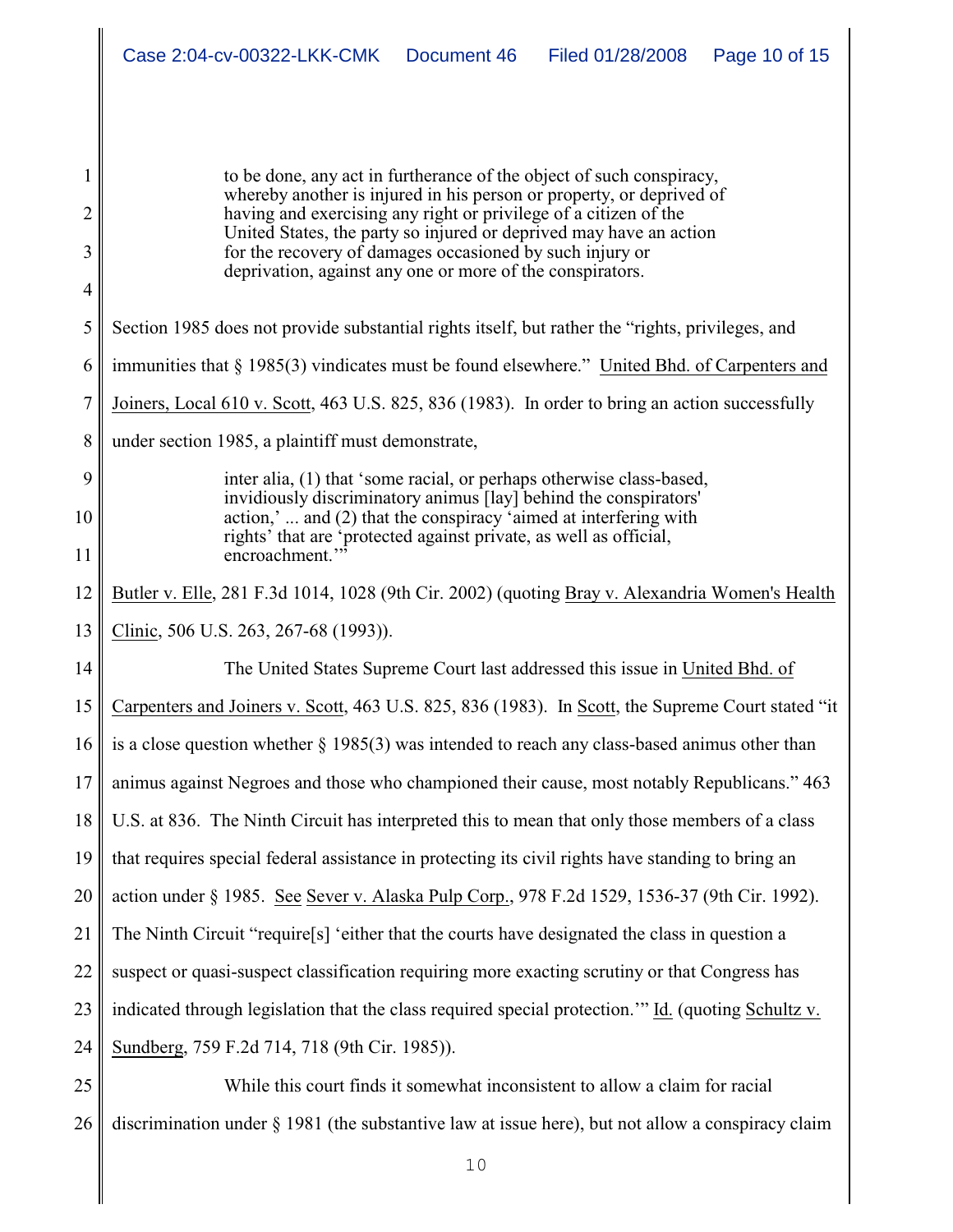> to be done, any act in furtherance of the object of such conspiracy, whereby another is injured in his person or property, or deprived of having and exercising any right or privilege of a citizen of the United States, the party so injured or deprived may have an action for the recovery of damages occasioned by such injury or deprivation, against any one or more of the conspirators.

Section 1985 does not provide substantial rights itself, but rather the "rights, privileges, and immunities that § 1985(3) vindicates must be found elsewhere." United Bhd. of Carpenters and Joiners, Local 610 v. Scott, 463 U.S. 825, 836 (1983). In order to bring an action successfully under section 1985, a plaintiff must demonstrate,

> inter alia, (1) that 'some racial, or perhaps otherwise class-based, invidiously discriminatory animus [lay] behind the conspirators' action,' ... and (2) that the conspiracy 'aimed at interfering with rights' that are 'protected against private, as well as official, encroachment.'"

Butler v. Elle, 281 F.3d 1014, 1028 (9th Cir. 2002) (quoting Bray v. Alexandria Women's Health Clinic, 506 U.S. 263, 267-68 (1993)).

The United States Supreme Court last addressed this issue in United Bhd. of Carpenters and Joiners v. Scott, 463 U.S. 825, 836 (1983). In Scott, the Supreme Court stated "it is a close question whether § 1985(3) was intended to reach any class-based animus other than animus against Negroes and those who championed their cause, most notably Republicans." 463 U.S. at 836. The Ninth Circuit has interpreted this to mean that only those members of a class that requires special federal assistance in protecting its civil rights have standing to bring an action under § 1985. See Sever v. Alaska Pulp Corp., 978 F.2d 1529, 1536-37 (9th Cir. 1992). The Ninth Circuit "require[s] 'either that the courts have designated the class in question a suspect or quasi-suspect classification requiring more exacting scrutiny or that Congress has indicated through legislation that the class required special protection.'" Id. (quoting Schultz v. Sundberg, 759 F.2d 714, 718 (9th Cir. 1985)).

While this court finds it somewhat inconsistent to allow a claim for racial discrimination under § 1981 (the substantive law at issue here), but not allow a conspiracy claim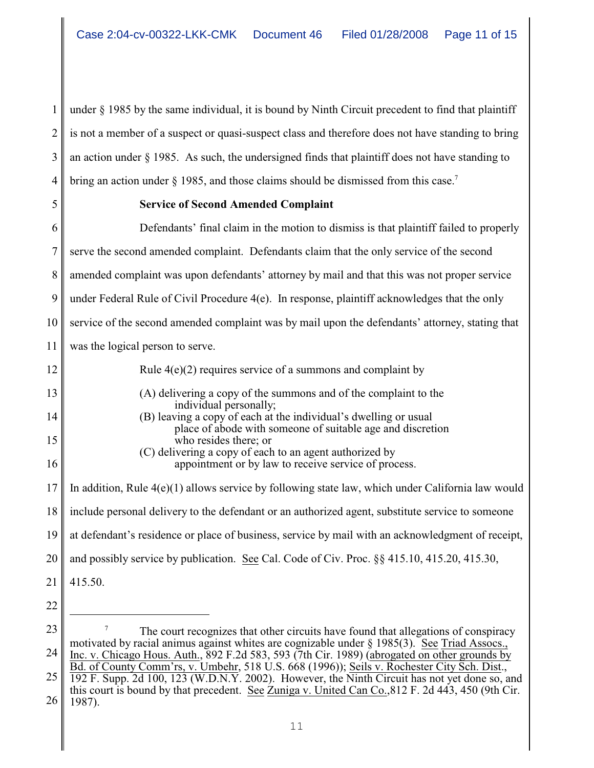under § 1985 by the same individual, it is bound by Ninth Circuit precedent to find that plaintiff is not a member of a suspect or quasi-suspect class and therefore does not have standing to bring an action under § 1985. As such, the undersigned finds that plaintiff does not have standing to bring an action under § 1985, and those claims should be dismissed from this case.[7]

**Service of Second Amended Complaint**

Defendants' final claim in the motion to dismiss is that plaintiff failed to properly serve the second amended complaint. Defendants claim that the only service of the second amended complaint was upon defendants' attorney by mail and that this was not proper service under Federal Rule of Civil Procedure 4(e). In response, plaintiff acknowledges that the only service of the second amended complaint was by mail upon the defendants' attorney, stating that was the logical person to serve.

Rule 4(e)(2) requires service of a summons and complaint by

> (A) delivering a copy of the summons and of the complaint to the individual personally;
> (B) leaving a copy of each at the individual's dwelling or usual place of abode with someone of suitable age and discretion who resides there; or
> (C) delivering a copy of each to an agent authorized by appointment or by law to receive service of process.

In addition, Rule 4(e)(1) allows service by following state law, which under California law would include personal delivery to the defendant or an authorized agent, substitute service to someone at defendant's residence or place of business, service by mail with an acknowledgment of receipt, and possibly service by publication. See Cal. Code of Civ. Proc. §§ 415.10, 415.20, 415.30, 415.50.

---

[7] The court recognizes that other circuits have found that allegations of conspiracy motivated by racial animus against whites are cognizable under § 1985(3). See Triad Assocs., Inc. v. Chicago Hous. Auth., 892 F.2d 583, 593 (7th Cir. 1989) (abrogated on other grounds by Bd. of County Comm'rs, v. Umbehr, 518 U.S. 668 (1996)); Seils v. Rochester City Sch. Dist., 192 F. Supp. 2d 100, 123 (W.D.N.Y. 2002). However, the Ninth Circuit has not yet done so, and this court is bound by that precedent. See Zuniga v. United Can Co.,812 F. 2d 443, 450 (9th Cir. 1987).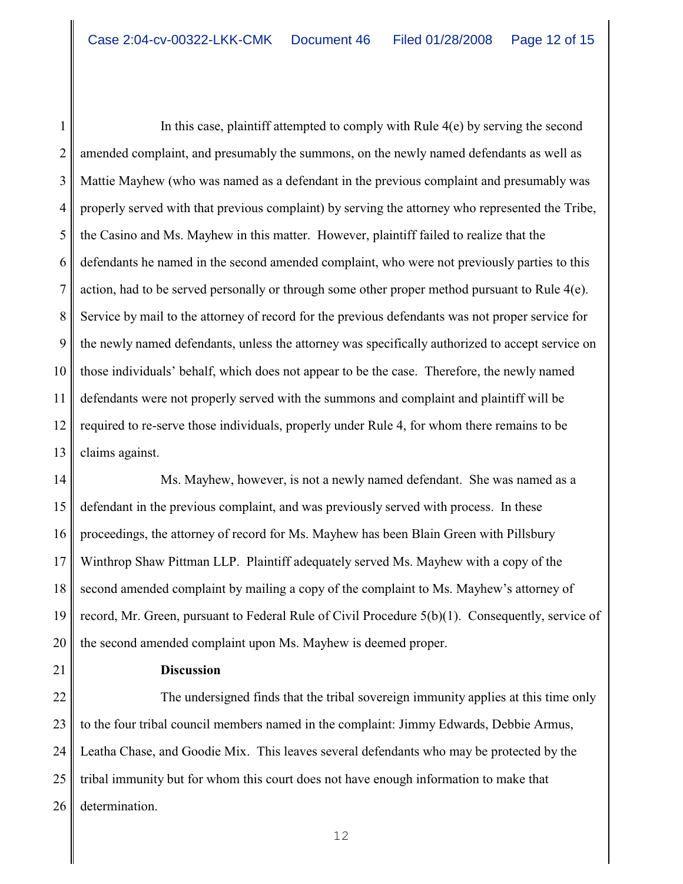In this case, plaintiff attempted to comply with Rule 4(e) by serving the second amended complaint, and presumably the summons, on the newly named defendants as well as Mattie Mayhew (who was named as a defendant in the previous complaint and presumably was properly served with that previous complaint) by serving the attorney who represented the Tribe, the Casino and Ms. Mayhew in this matter. However, plaintiff failed to realize that the defendants he named in the second amended complaint, who were not previously parties to this action, had to be served personally or through some other proper method pursuant to Rule 4(e). Service by mail to the attorney of record for the previous defendants was not proper service for the newly named defendants, unless the attorney was specifically authorized to accept service on those individuals' behalf, which does not appear to be the case. Therefore, the newly named defendants were not properly served with the summons and complaint and plaintiff will be required to re-serve those individuals, properly under Rule 4, for whom there remains to be claims against.

Ms. Mayhew, however, is not a newly named defendant. She was named as a defendant in the previous complaint, and was previously served with process. In these proceedings, the attorney of record for Ms. Mayhew has been Blain Green with Pillsbury Winthrop Shaw Pittman LLP. Plaintiff adequately served Ms. Mayhew with a copy of the second amended complaint by mailing a copy of the complaint to Ms. Mayhew's attorney of record, Mr. Green, pursuant to Federal Rule of Civil Procedure 5(b)(1). Consequently, service of the second amended complaint upon Ms. Mayhew is deemed proper.

**Discussion**

The undersigned finds that the tribal sovereign immunity applies at this time only to the four tribal council members named in the complaint: Jimmy Edwards, Debbie Armus, Leatha Chase, and Goodie Mix. This leaves several defendants who may be protected by the tribal immunity but for whom this court does not have enough information to make that determination.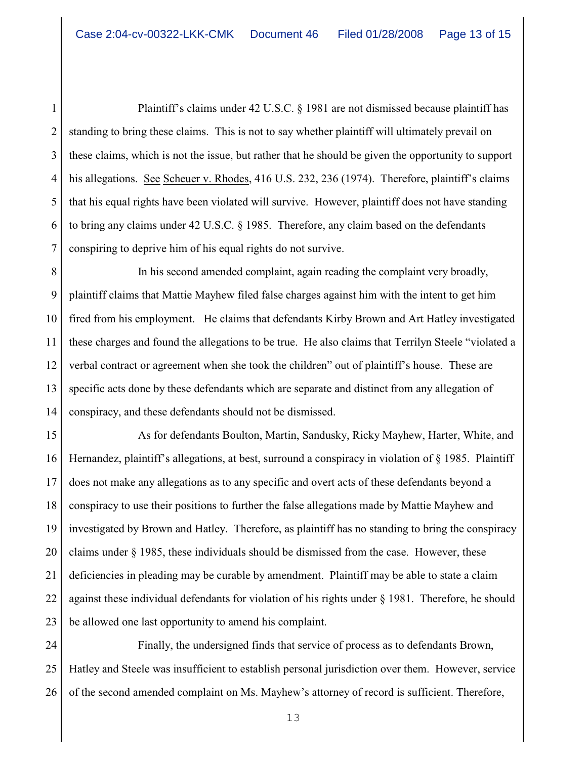Plaintiff's claims under 42 U.S.C. § 1981 are not dismissed because plaintiff has standing to bring these claims. This is not to say whether plaintiff will ultimately prevail on these claims, which is not the issue, but rather that he should be given the opportunity to support his allegations. See Scheuer v. Rhodes, 416 U.S. 232, 236 (1974). Therefore, plaintiff's claims that his equal rights have been violated will survive. However, plaintiff does not have standing to bring any claims under 42 U.S.C. § 1985. Therefore, any claim based on the defendants conspiring to deprive him of his equal rights do not survive.

In his second amended complaint, again reading the complaint very broadly, plaintiff claims that Mattie Mayhew filed false charges against him with the intent to get him fired from his employment. He claims that defendants Kirby Brown and Art Hatley investigated these charges and found the allegations to be true. He also claims that Terrilyn Steele "violated a verbal contract or agreement when she took the children" out of plaintiff's house. These are specific acts done by these defendants which are separate and distinct from any allegation of conspiracy, and these defendants should not be dismissed.

As for defendants Boulton, Martin, Sandusky, Ricky Mayhew, Harter, White, and Hernandez, plaintiff's allegations, at best, surround a conspiracy in violation of § 1985. Plaintiff does not make any allegations as to any specific and overt acts of these defendants beyond a conspiracy to use their positions to further the false allegations made by Mattie Mayhew and investigated by Brown and Hatley. Therefore, as plaintiff has no standing to bring the conspiracy claims under § 1985, these individuals should be dismissed from the case. However, these deficiencies in pleading may be curable by amendment. Plaintiff may be able to state a claim against these individual defendants for violation of his rights under § 1981. Therefore, he should be allowed one last opportunity to amend his complaint.

Finally, the undersigned finds that service of process as to defendants Brown, Hatley and Steele was insufficient to establish personal jurisdiction over them. However, service of the second amended complaint on Ms. Mayhew's attorney of record is sufficient. Therefore,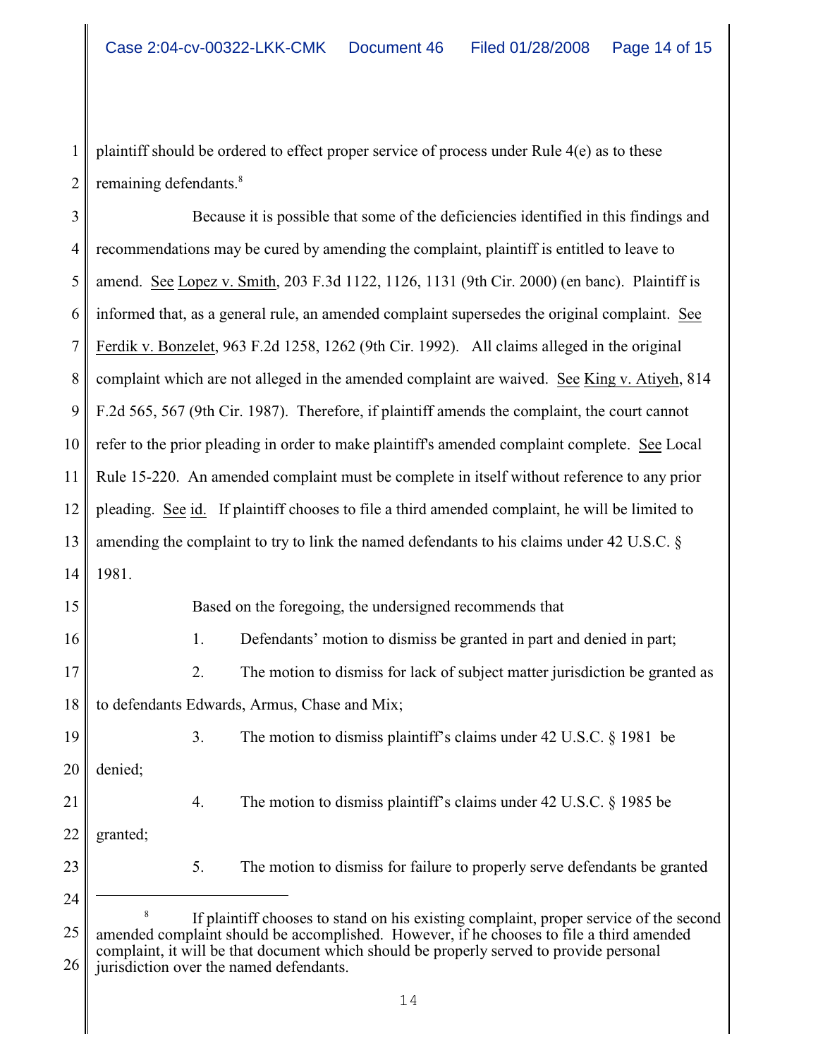plaintiff should be ordered to effect proper service of process under Rule 4(e) as to these remaining defendants.[8]

Because it is possible that some of the deficiencies identified in this findings and recommendations may be cured by amending the complaint, plaintiff is entitled to leave to amend. See Lopez v. Smith, 203 F.3d 1122, 1126, 1131 (9th Cir. 2000) (en banc). Plaintiff is informed that, as a general rule, an amended complaint supersedes the original complaint. See Ferdik v. Bonzelet, 963 F.2d 1258, 1262 (9th Cir. 1992). All claims alleged in the original complaint which are not alleged in the amended complaint are waived. See King v. Atiyeh, 814 F.2d 565, 567 (9th Cir. 1987). Therefore, if plaintiff amends the complaint, the court cannot refer to the prior pleading in order to make plaintiff's amended complaint complete. See Local Rule 15-220. An amended complaint must be complete in itself without reference to any prior pleading. See id. If plaintiff chooses to file a third amended complaint, he will be limited to amending the complaint to try to link the named defendants to his claims under 42 U.S.C. § 1981.

Based on the foregoing, the undersigned recommends that

1. Defendants' motion to dismiss be granted in part and denied in part;

2. The motion to dismiss for lack of subject matter jurisdiction be granted as to defendants Edwards, Armus, Chase and Mix;

3. The motion to dismiss plaintiff's claims under 42 U.S.C. § 1981 be denied;

4. The motion to dismiss plaintiff's claims under 42 U.S.C. § 1985 be granted;

5. The motion to dismiss for failure to properly serve defendants be granted

---

[8] If plaintiff chooses to stand on his existing complaint, proper service of the second amended complaint should be accomplished. However, if he chooses to file a third amended complaint, it will be that document which should be properly served to provide personal jurisdiction over the named defendants.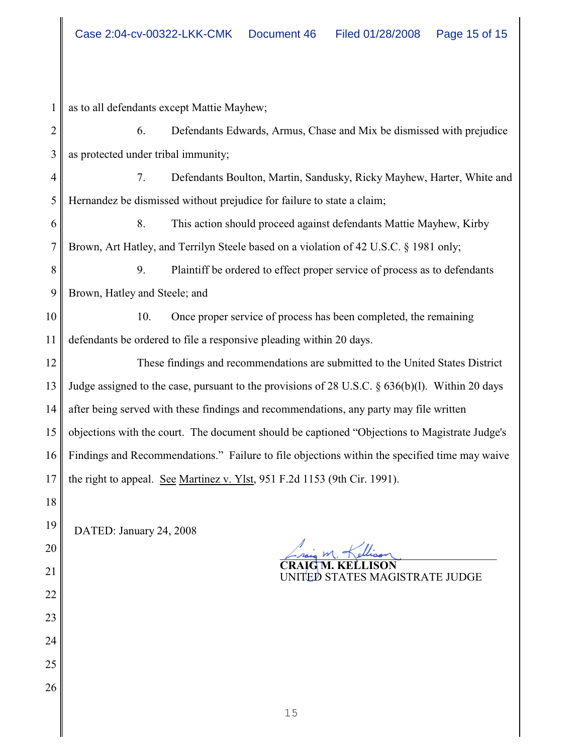as to all defendants except Mattie Mayhew;

6. Defendants Edwards, Armus, Chase and Mix be dismissed with prejudice as protected under tribal immunity;

7. Defendants Boulton, Martin, Sandusky, Ricky Mayhew, Harter, White and Hernandez be dismissed without prejudice for failure to state a claim;

8. This action should proceed against defendants Mattie Mayhew, Kirby Brown, Art Hatley, and Terrilyn Steele based on a violation of 42 U.S.C. § 1981 only;

9. Plaintiff be ordered to effect proper service of process as to defendants Brown, Hatley and Steele; and

10. Once proper service of process has been completed, the remaining defendants be ordered to file a responsive pleading within 20 days.

These findings and recommendations are submitted to the United States District Judge assigned to the case, pursuant to the provisions of 28 U.S.C. § 636(b)(l). Within 20 days after being served with these findings and recommendations, any party may file written objections with the court. The document should be captioned "Objections to Magistrate Judge's Findings and Recommendations." Failure to file objections within the specified time may waive the right to appeal. See Martinez v. Ylst, 951 F.2d 1153 (9th Cir. 1991).

DATED: January 24, 2008

**CRAIG M. KELLISON**
UNITED STATES MAGISTRATE JUDGE